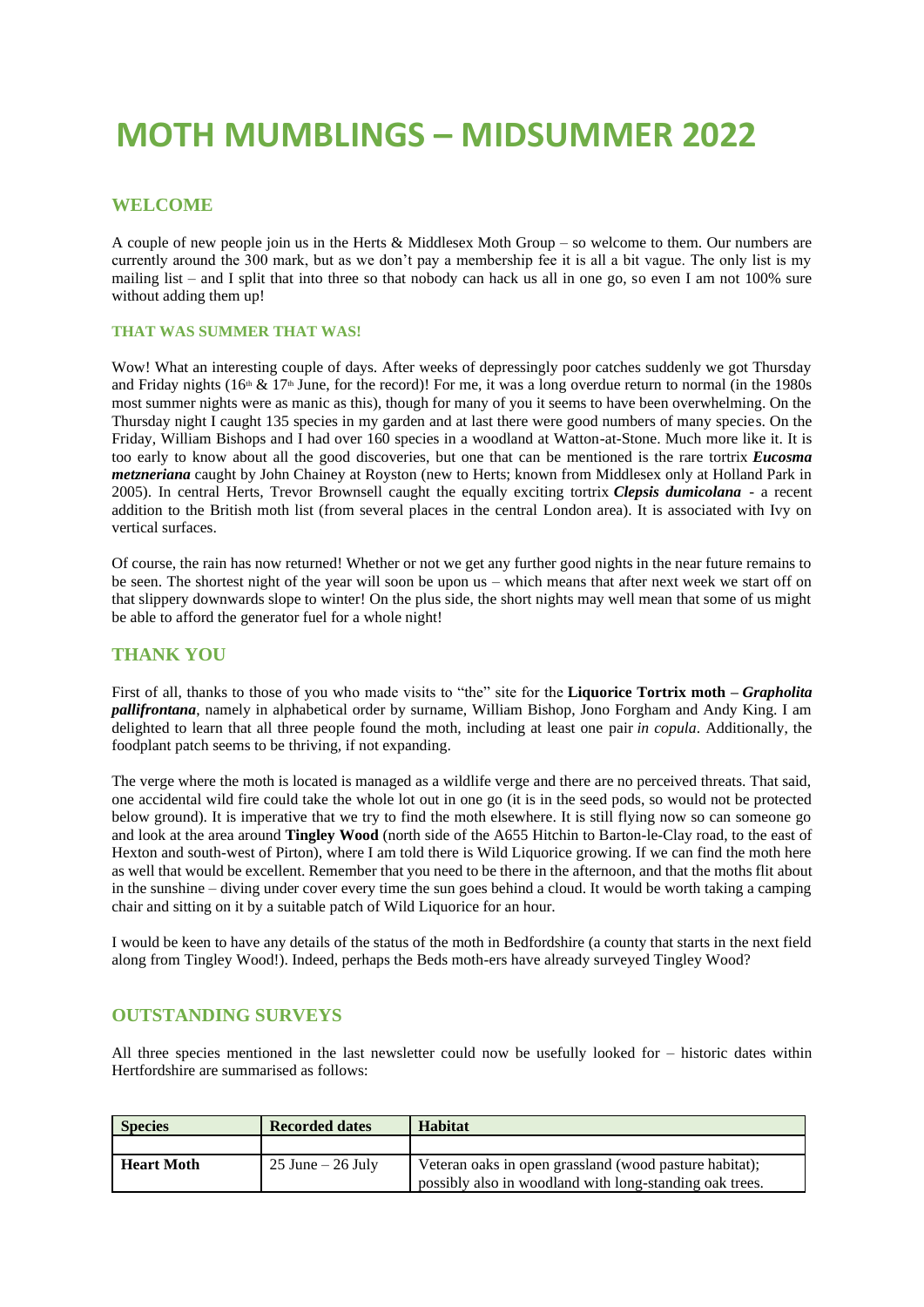# MOTH MUMBLINGS – MIDSUMMER 2022

## WELCOME

A couple of new people join us in the Herts & Middlesex Moth Group – so welcome to them. Our numbers are currently around the 300 mark, but as we don't pay a membership fee it is all a bit vague. The only list is my mailing list – and I split that into three so that nobody can hack us all in one go, so even I am not 100% sure without adding them up!

### THAT WAS SUMMER THAT WAS!

Wow! What an interesting couple of days. After weeks of depressingly poor catches suddenly we got Thursday and Friday nights (16th & 17th June, for the record)! For me, it was a long overdue return to normal (in the 1980s most summer nights were as manic as this), though for many of you it seems to have been overwhelming. On the Thursday night I caught 135 species in my garden and at last there were good numbers of many species. On the Friday, William Bishops and I had over 160 species in a woodland at Watton-at-Stone. Much more like it. It is too early to know about all the good discoveries, but one that can be mentioned is the rare tortrix ***Eucosma metzneriana*** caught by John Chainey at Royston (new to Herts; known from Middlesex only at Holland Park in 2005). In central Herts, Trevor Brownsell caught the equally exciting tortrix ***Clepsis dumicolana*** - a recent addition to the British moth list (from several places in the central London area). It is associated with Ivy on vertical surfaces.

Of course, the rain has now returned! Whether or not we get any further good nights in the near future remains to be seen. The shortest night of the year will soon be upon us – which means that after next week we start off on that slippery downwards slope to winter! On the plus side, the short nights may well mean that some of us might be able to afford the generator fuel for a whole night!

## THANK YOU

First of all, thanks to those of you who made visits to "the" site for the **Liquorice Tortrix moth – *Grapholita pallifrontana***, namely in alphabetical order by surname, William Bishop, Jono Forgham and Andy King. I am delighted to learn that all three people found the moth, including at least one pair *in copula*. Additionally, the foodplant patch seems to be thriving, if not expanding.

The verge where the moth is located is managed as a wildlife verge and there are no perceived threats. That said, one accidental wild fire could take the whole lot out in one go (it is in the seed pods, so would not be protected below ground). It is imperative that we try to find the moth elsewhere. It is still flying now so can someone go and look at the area around **Tingley Wood** (north side of the A655 Hitchin to Barton-le-Clay road, to the east of Hexton and south-west of Pirton), where I am told there is Wild Liquorice growing. If we can find the moth here as well that would be excellent. Remember that you need to be there in the afternoon, and that the moths flit about in the sunshine – diving under cover every time the sun goes behind a cloud. It would be worth taking a camping chair and sitting on it by a suitable patch of Wild Liquorice for an hour.

I would be keen to have any details of the status of the moth in Bedfordshire (a county that starts in the next field along from Tingley Wood!). Indeed, perhaps the Beds moth-ers have already surveyed Tingley Wood?

## OUTSTANDING SURVEYS

All three species mentioned in the last newsletter could now be usefully looked for – historic dates within Hertfordshire are summarised as follows:

| Species | Recorded dates | Habitat |
|---|---|---|
| | | |
| **Heart Moth** | 25 June – 26 July | Veteran oaks in open grassland (wood pasture habitat); possibly also in woodland with long-standing oak trees. |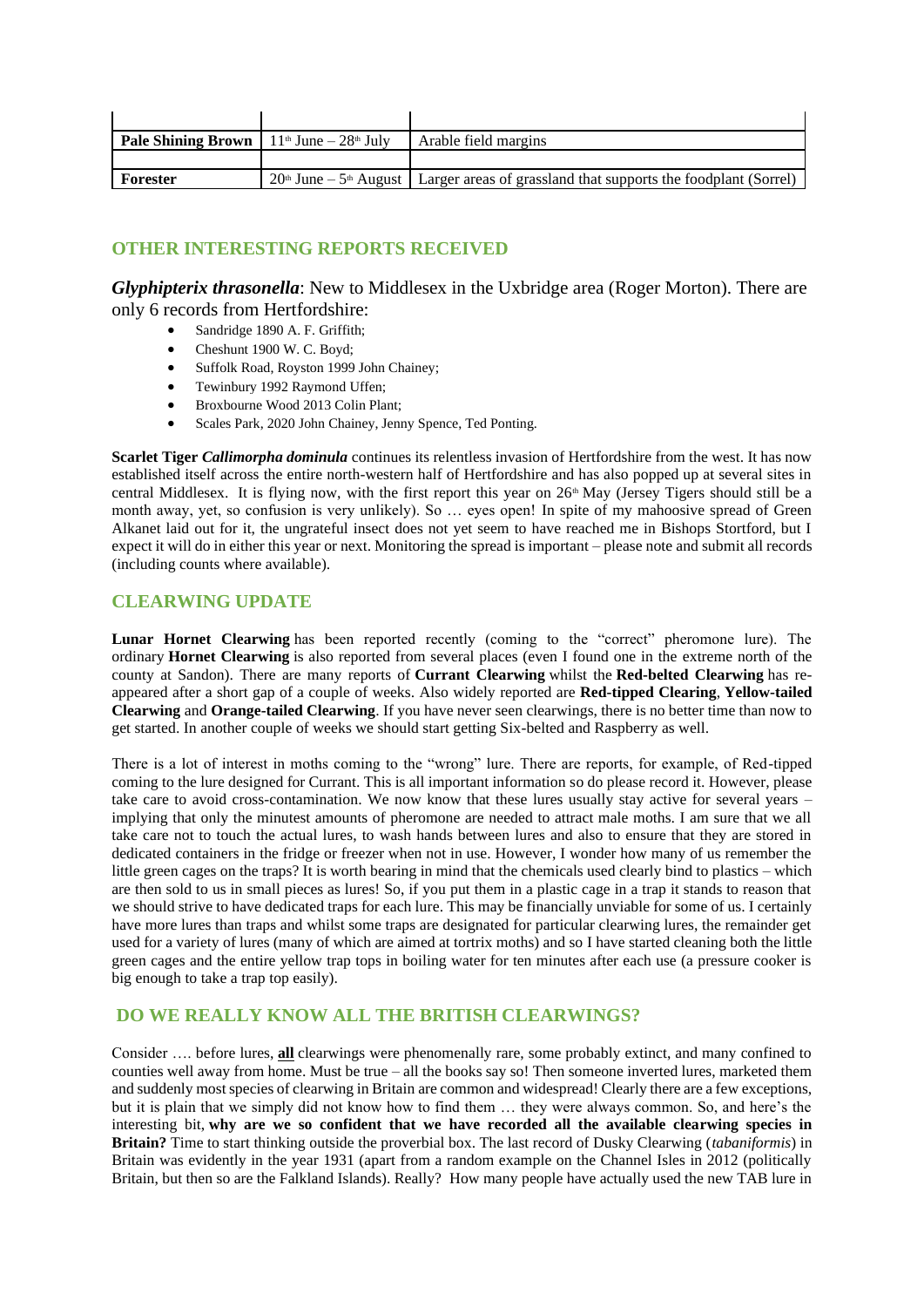| | | |
|---|---|---|
| **Pale Shining Brown** | 11th June – 28th July | Arable field margins |
| | | |
| **Forester** | 20th June – 5th August | Larger areas of grassland that supports the foodplant (Sorrel) |

## OTHER INTERESTING REPORTS RECEIVED

***Glyphipterix thrasonella***: New to Middlesex in the Uxbridge area (Roger Morton). There are only 6 records from Hertfordshire:

- Sandridge 1890 A. F. Griffith;
- Cheshunt 1900 W. C. Boyd;
- Suffolk Road, Royston 1999 John Chainey;
- Tewinbury 1992 Raymond Uffen;
- Broxbourne Wood 2013 Colin Plant;
- Scales Park, 2020 John Chainey, Jenny Spence, Ted Ponting.

**Scarlet Tiger *Callimorpha dominula*** continues its relentless invasion of Hertfordshire from the west. It has now established itself across the entire north-western half of Hertfordshire and has also popped up at several sites in central Middlesex. It is flying now, with the first report this year on 26th May (Jersey Tigers should still be a month away, yet, so confusion is very unlikely). So … eyes open! In spite of my mahoosive spread of Green Alkanet laid out for it, the ungrateful insect does not yet seem to have reached me in Bishops Stortford, but I expect it will do in either this year or next. Monitoring the spread is important – please note and submit all records (including counts where available).

## CLEARWING UPDATE

**Lunar Hornet Clearwing** has been reported recently (coming to the "correct" pheromone lure). The ordinary **Hornet Clearwing** is also reported from several places (even I found one in the extreme north of the county at Sandon). There are many reports of **Currant Clearwing** whilst the **Red-belted Clearwing** has re-appeared after a short gap of a couple of weeks. Also widely reported are **Red-tipped Clearing**, **Yellow-tailed Clearwing** and **Orange-tailed Clearwing**. If you have never seen clearwings, there is no better time than now to get started. In another couple of weeks we should start getting Six-belted and Raspberry as well.

There is a lot of interest in moths coming to the "wrong" lure. There are reports, for example, of Red-tipped coming to the lure designed for Currant. This is all important information so do please record it. However, please take care to avoid cross-contamination. We now know that these lures usually stay active for several years – implying that only the minutest amounts of pheromone are needed to attract male moths. I am sure that we all take care not to touch the actual lures, to wash hands between lures and also to ensure that they are stored in dedicated containers in the fridge or freezer when not in use. However, I wonder how many of us remember the little green cages on the traps? It is worth bearing in mind that the chemicals used clearly bind to plastics – which are then sold to us in small pieces as lures! So, if you put them in a plastic cage in a trap it stands to reason that we should strive to have dedicated traps for each lure. This may be financially unviable for some of us. I certainly have more lures than traps and whilst some traps are designated for particular clearwing lures, the remainder get used for a variety of lures (many of which are aimed at tortrix moths) and so I have started cleaning both the little green cages and the entire yellow trap tops in boiling water for ten minutes after each use (a pressure cooker is big enough to take a trap top easily).

## DO WE REALLY KNOW ALL THE BRITISH CLEARWINGS?

Consider …. before lures, **all** clearwings were phenomenally rare, some probably extinct, and many confined to counties well away from home. Must be true – all the books say so! Then someone inverted lures, marketed them and suddenly most species of clearwing in Britain are common and widespread! Clearly there are a few exceptions, but it is plain that we simply did not know how to find them … they were always common. So, and here's the interesting bit, **why are we so confident that we have recorded all the available clearwing species in Britain?** Time to start thinking outside the proverbial box. The last record of Dusky Clearwing (*tabaniformis*) in Britain was evidently in the year 1931 (apart from a random example on the Channel Isles in 2012 (politically Britain, but then so are the Falkland Islands). Really? How many people have actually used the new TAB lure in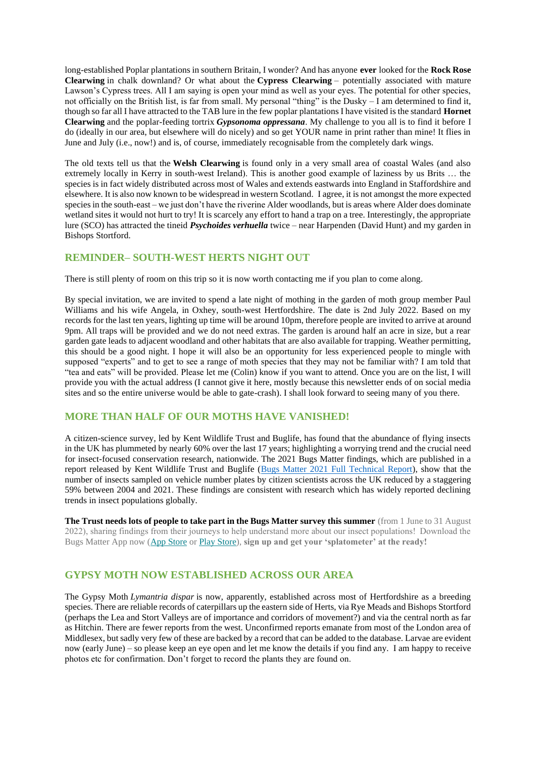long-established Poplar plantations in southern Britain, I wonder? And has anyone **ever** looked for the **Rock Rose Clearwing** in chalk downland? Or what about the **Cypress Clearwing** – potentially associated with mature Lawson's Cypress trees. All I am saying is open your mind as well as your eyes. The potential for other species, not officially on the British list, is far from small. My personal "thing" is the Dusky – I am determined to find it, though so far all I have attracted to the TAB lure in the few poplar plantations I have visited is the standard **Hornet Clearwing** and the poplar-feeding tortrix ***Gypsonoma oppressana***. My challenge to you all is to find it before I do (ideally in our area, but elsewhere will do nicely) and so get YOUR name in print rather than mine! It flies in June and July (i.e., now!) and is, of course, immediately recognisable from the completely dark wings.

The old texts tell us that the **Welsh Clearwing** is found only in a very small area of coastal Wales (and also extremely locally in Kerry in south-west Ireland). This is another good example of laziness by us Brits … the species is in fact widely distributed across most of Wales and extends eastwards into England in Staffordshire and elsewhere. It is also now known to be widespread in western Scotland. I agree, it is not amongst the more expected species in the south-east – we just don't have the riverine Alder woodlands, but is areas where Alder does dominate wetland sites it would not hurt to try! It is scarcely any effort to hand a trap on a tree. Interestingly, the appropriate lure (SCO) has attracted the tineid ***Psychoides verhuella*** twice – near Harpenden (David Hunt) and my garden in Bishops Stortford.

## REMINDER– SOUTH-WEST HERTS NIGHT OUT

There is still plenty of room on this trip so it is now worth contacting me if you plan to come along.

By special invitation, we are invited to spend a late night of mothing in the garden of moth group member Paul Williams and his wife Angela, in Oxhey, south-west Hertfordshire. The date is 2nd July 2022. Based on my records for the last ten years, lighting up time will be around 10pm, therefore people are invited to arrive at around 9pm. All traps will be provided and we do not need extras. The garden is around half an acre in size, but a rear garden gate leads to adjacent woodland and other habitats that are also available for trapping. Weather permitting, this should be a good night. I hope it will also be an opportunity for less experienced people to mingle with supposed "experts" and to get to see a range of moth species that they may not be familiar with? I am told that "tea and eats" will be provided. Please let me (Colin) know if you want to attend. Once you are on the list, I will provide you with the actual address (I cannot give it here, mostly because this newsletter ends of on social media sites and so the entire universe would be able to gate-crash). I shall look forward to seeing many of you there.

## MORE THAN HALF OF OUR MOTHS HAVE VANISHED!

A citizen-science survey, led by Kent Wildlife Trust and Buglife, has found that the abundance of flying insects in the UK has plummeted by nearly 60% over the last 17 years; highlighting a worrying trend and the crucial need for insect-focused conservation research, nationwide. The 2021 Bugs Matter findings, which are published in a report released by Kent Wildlife Trust and Buglife (Bugs Matter 2021 Full Technical Report), show that the number of insects sampled on vehicle number plates by citizen scientists across the UK reduced by a staggering 59% between 2004 and 2021. These findings are consistent with research which has widely reported declining trends in insect populations globally.

**The Trust needs lots of people to take part in the Bugs Matter survey this summer** (from 1 June to 31 August 2022), sharing findings from their journeys to help understand more about our insect populations! Download the Bugs Matter App now (App Store or Play Store), **sign up and get your 'splatometer' at the ready!**

## GYPSY MOTH NOW ESTABLISHED ACROSS OUR AREA

The Gypsy Moth *Lymantria dispar* is now, apparently, established across most of Hertfordshire as a breeding species. There are reliable records of caterpillars up the eastern side of Herts, via Rye Meads and Bishops Stortford (perhaps the Lea and Stort Valleys are of importance and corridors of movement?) and via the central north as far as Hitchin. There are fewer reports from the west. Unconfirmed reports emanate from most of the London area of Middlesex, but sadly very few of these are backed by a record that can be added to the database. Larvae are evident now (early June) – so please keep an eye open and let me know the details if you find any. I am happy to receive photos etc for confirmation. Don't forget to record the plants they are found on.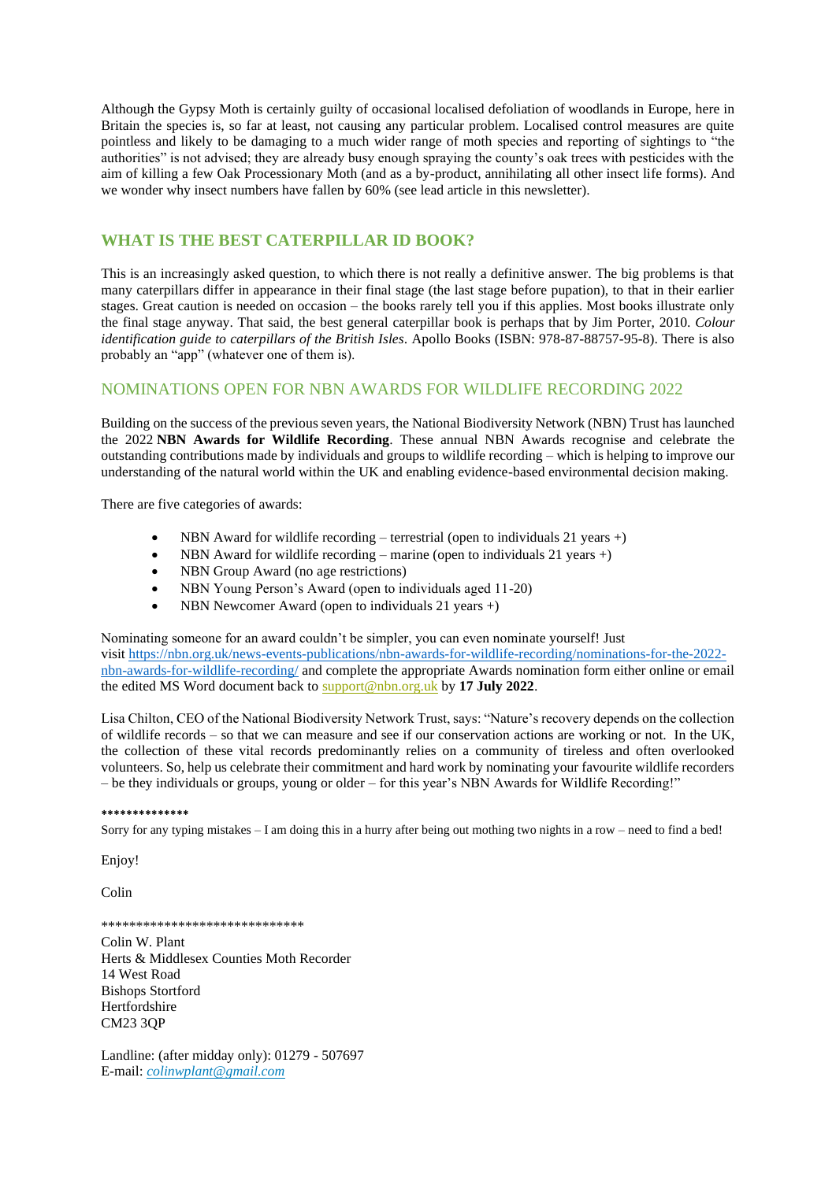Although the Gypsy Moth is certainly guilty of occasional localised defoliation of woodlands in Europe, here in Britain the species is, so far at least, not causing any particular problem. Localised control measures are quite pointless and likely to be damaging to a much wider range of moth species and reporting of sightings to "the authorities" is not advised; they are already busy enough spraying the county's oak trees with pesticides with the aim of killing a few Oak Processionary Moth (and as a by-product, annihilating all other insect life forms). And we wonder why insect numbers have fallen by 60% (see lead article in this newsletter).

## WHAT IS THE BEST CATERPILLAR ID BOOK?

This is an increasingly asked question, to which there is not really a definitive answer. The big problems is that many caterpillars differ in appearance in their final stage (the last stage before pupation), to that in their earlier stages. Great caution is needed on occasion – the books rarely tell you if this applies. Most books illustrate only the final stage anyway. That said, the best general caterpillar book is perhaps that by Jim Porter, 2010. *Colour identification guide to caterpillars of the British Isles*. Apollo Books (ISBN: 978-87-88757-95-8). There is also probably an "app" (whatever one of them is).

## NOMINATIONS OPEN FOR NBN AWARDS FOR WILDLIFE RECORDING 2022

Building on the success of the previous seven years, the National Biodiversity Network (NBN) Trust has launched the 2022 **NBN Awards for Wildlife Recording**. These annual NBN Awards recognise and celebrate the outstanding contributions made by individuals and groups to wildlife recording – which is helping to improve our understanding of the natural world within the UK and enabling evidence-based environmental decision making.

There are five categories of awards:

- NBN Award for wildlife recording – terrestrial (open to individuals 21 years +)
- NBN Award for wildlife recording – marine (open to individuals 21 years +)
- NBN Group Award (no age restrictions)
- NBN Young Person's Award (open to individuals aged 11-20)
- NBN Newcomer Award (open to individuals 21 years +)

Nominating someone for an award couldn't be simpler, you can even nominate yourself! Just visit https://nbn.org.uk/news-events-publications/nbn-awards-for-wildlife-recording/nominations-for-the-2022-nbn-awards-for-wildlife-recording/ and complete the appropriate Awards nomination form either online or email the edited MS Word document back to support@nbn.org.uk by **17 July 2022**.

Lisa Chilton, CEO of the National Biodiversity Network Trust, says: "Nature's recovery depends on the collection of wildlife records – so that we can measure and see if our conservation actions are working or not. In the UK, the collection of these vital records predominantly relies on a community of tireless and often overlooked volunteers. So, help us celebrate their commitment and hard work by nominating your favourite wildlife recorders – be they individuals or groups, young or older – for this year's NBN Awards for Wildlife Recording!"

**************

Sorry for any typing mistakes – I am doing this in a hurry after being out mothing two nights in a row – need to find a bed!

Enjoy!

Colin

*****************************

Colin W. Plant
Herts & Middlesex Counties Moth Recorder
14 West Road
Bishops Stortford
Hertfordshire
CM23 3QP

Landline: (after midday only): 01279 - 507697
E-mail: *colinwplant@gmail.com*